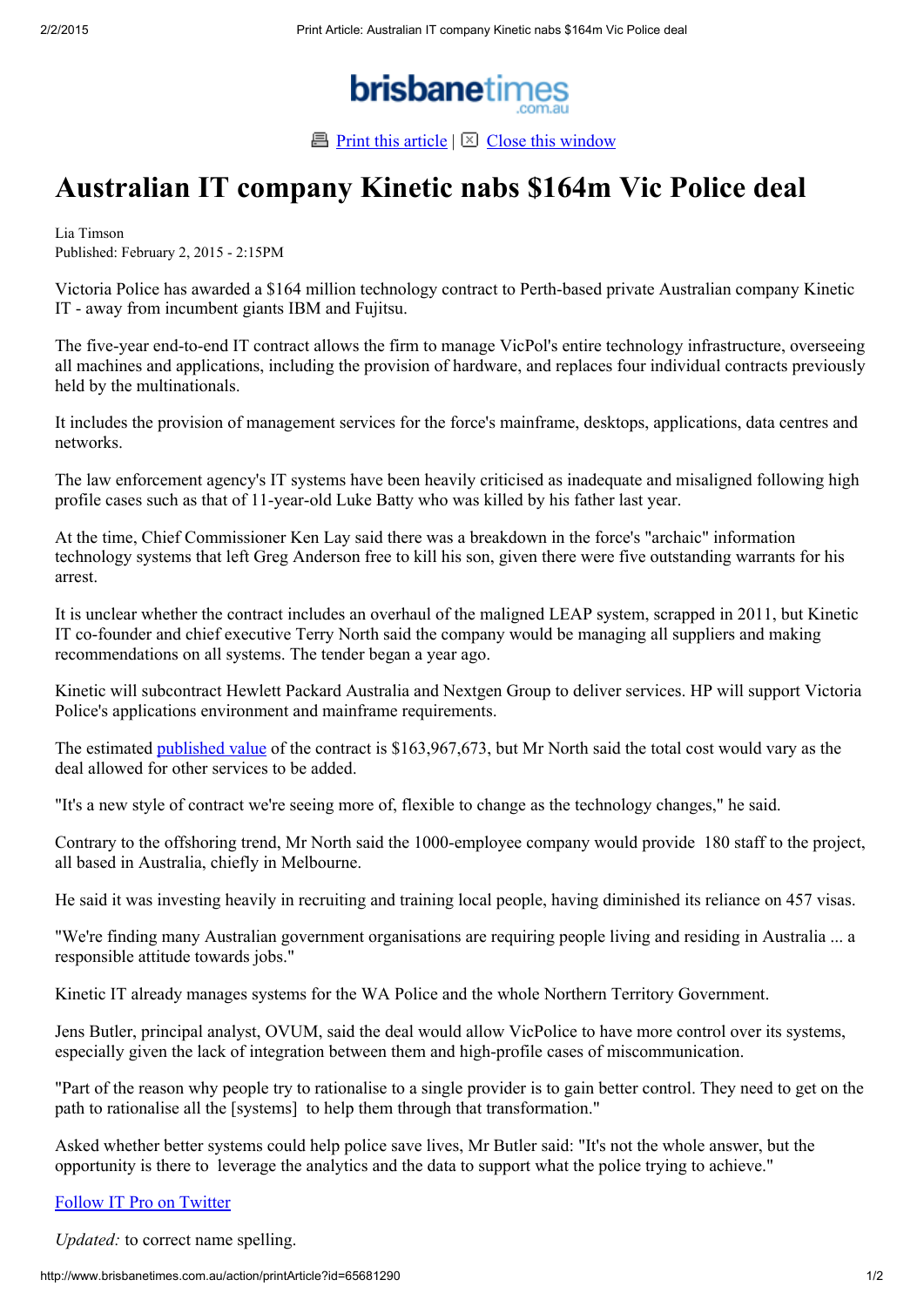brisbanetimes.com.au

Print this article | Close this window

# Australian IT company Kinetic nabs $164m Vic Police deal

Lia Timson
Published: February 2, 2015 - 2:15PM

Victoria Police has awarded a $164 million technology contract to Perth-based private Australian company Kinetic IT - away from incumbent giants IBM and Fujitsu.

The five-year end-to-end IT contract allows the firm to manage VicPol's entire technology infrastructure, overseeing all machines and applications, including the provision of hardware, and replaces four individual contracts previously held by the multinationals.

It includes the provision of management services for the force's mainframe, desktops, applications, data centres and networks.

The law enforcement agency's IT systems have been heavily criticised as inadequate and misaligned following high profile cases such as that of 11-year-old Luke Batty who was killed by his father last year.

At the time, Chief Commissioner Ken Lay said there was a breakdown in the force's "archaic" information technology systems that left Greg Anderson free to kill his son, given there were five outstanding warrants for his arrest.

It is unclear whether the contract includes an overhaul of the maligned LEAP system, scrapped in 2011, but Kinetic IT co-founder and chief executive Terry North said the company would be managing all suppliers and making recommendations on all systems. The tender began a year ago.

Kinetic will subcontract Hewlett Packard Australia and Nextgen Group to deliver services. HP will support Victoria Police's applications environment and mainframe requirements.

The estimated published value of the contract is $163,967,673, but Mr North said the total cost would vary as the deal allowed for other services to be added.

"It's a new style of contract we're seeing more of, flexible to change as the technology changes," he said.

Contrary to the offshoring trend, Mr North said the 1000-employee company would provide 180 staff to the project, all based in Australia, chiefly in Melbourne.

He said it was investing heavily in recruiting and training local people, having diminished its reliance on 457 visas.

"We're finding many Australian government organisations are requiring people living and residing in Australia ... a responsible attitude towards jobs."

Kinetic IT already manages systems for the WA Police and the whole Northern Territory Government.

Jens Butler, principal analyst, OVUM, said the deal would allow VicPolice to have more control over its systems, especially given the lack of integration between them and high-profile cases of miscommunication.

"Part of the reason why people try to rationalise to a single provider is to gain better control. They need to get on the path to rationalise all the [systems] to help them through that transformation."

Asked whether better systems could help police save lives, Mr Butler said: "It's not the whole answer, but the opportunity is there to leverage the analytics and the data to support what the police trying to achieve."

Follow IT Pro on Twitter

*Updated:* to correct name spelling.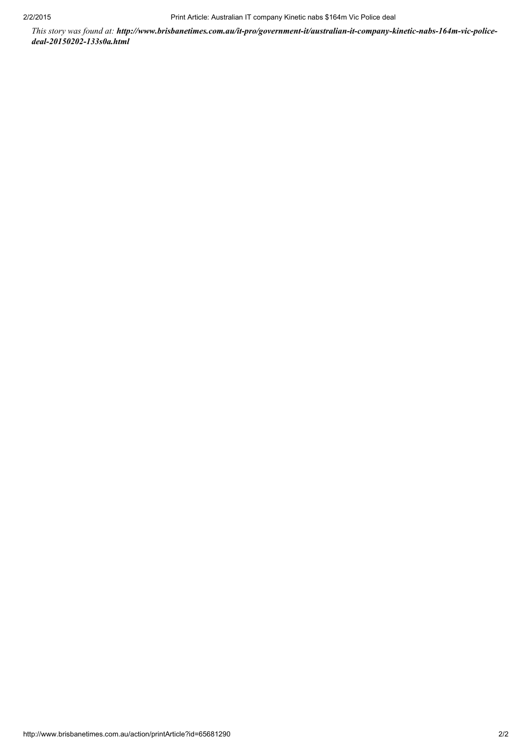*This story was found at:* ***http://www.brisbanetimes.com.au/it-pro/government-it/australian-it-company-kinetic-nabs-164m-vic-police-deal-20150202-133s0a.html***